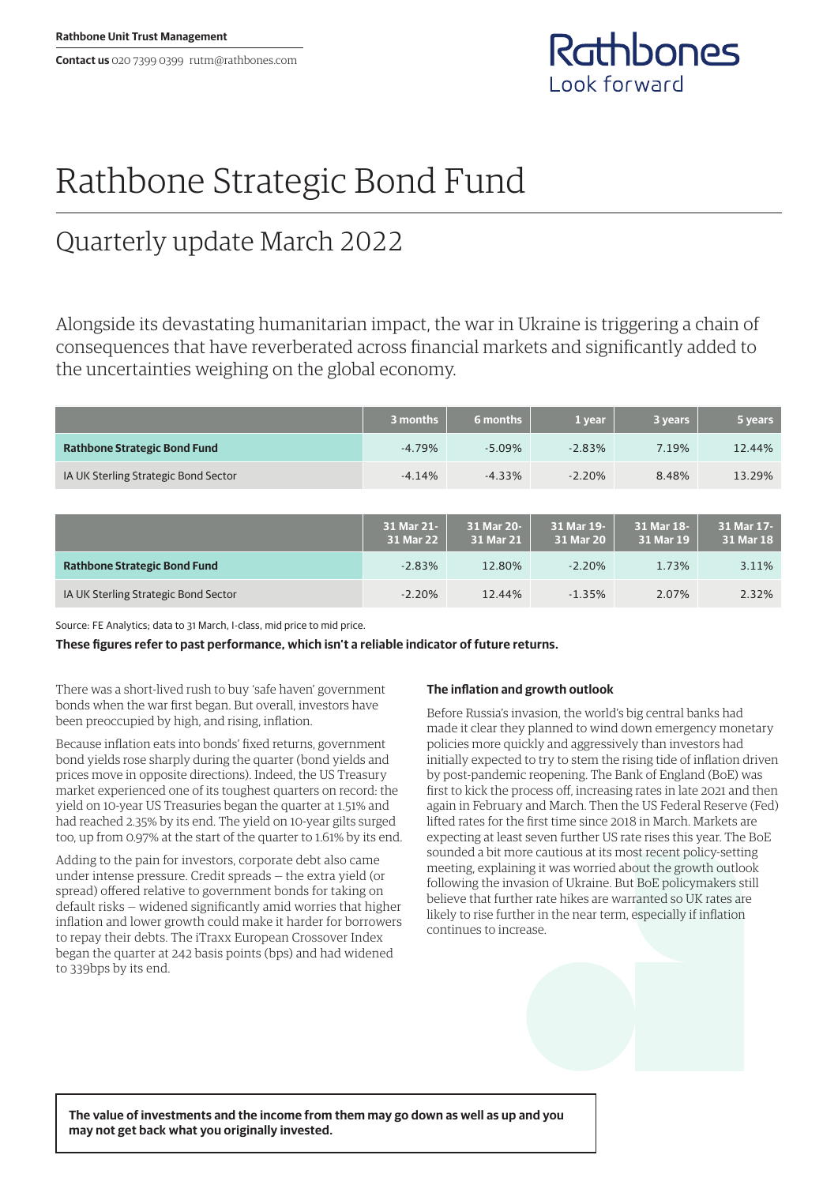Rathbone Unit Trust Management

**Contact us** 020 7399 0399 rutm@rathbones.com

Rathbones
Look forward

# Rathbone Strategic Bond Fund

## Quarterly update March 2022

Alongside its devastating humanitarian impact, the war in Ukraine is triggering a chain of consequences that have reverberated across financial markets and significantly added to the uncertainties weighing on the global economy.

| | 3 months | 6 months | 1 year | 3 years | 5 years |
|---|---|---|---|---|---|
| **Rathbone Strategic Bond Fund** | -4.79% | -5.09% | -2.83% | 7.19% | 12.44% |
| IA UK Sterling Strategic Bond Sector | -4.14% | -4.33% | -2.20% | 8.48% | 13.29% |

| | 31 Mar 21-31 Mar 22 | 31 Mar 20-31 Mar 21 | 31 Mar 19-31 Mar 20 | 31 Mar 18-31 Mar 19 | 31 Mar 17-31 Mar 18 |
|---|---|---|---|---|---|
| **Rathbone Strategic Bond Fund** | -2.83% | 12.80% | -2.20% | 1.73% | 3.11% |
| IA UK Sterling Strategic Bond Sector | -2.20% | 12.44% | -1.35% | 2.07% | 2.32% |

Source: FE Analytics; data to 31 March, I-class, mid price to mid price.

**These figures refer to past performance, which isn't a reliable indicator of future returns.**

There was a short-lived rush to buy 'safe haven' government bonds when the war first began. But overall, investors have been preoccupied by high, and rising, inflation.

Because inflation eats into bonds' fixed returns, government bond yields rose sharply during the quarter (bond yields and prices move in opposite directions). Indeed, the US Treasury market experienced one of its toughest quarters on record: the yield on 10-year US Treasuries began the quarter at 1.51% and had reached 2.35% by its end. The yield on 10-year gilts surged too, up from 0.97% at the start of the quarter to 1.61% by its end.

Adding to the pain for investors, corporate debt also came under intense pressure. Credit spreads — the extra yield (or spread) offered relative to government bonds for taking on default risks — widened significantly amid worries that higher inflation and lower growth could make it harder for borrowers to repay their debts. The iTraxx European Crossover Index began the quarter at 242 basis points (bps) and had widened to 339bps by its end.

### The inflation and growth outlook

Before Russia's invasion, the world's big central banks had made it clear they planned to wind down emergency monetary policies more quickly and aggressively than investors had initially expected to try to stem the rising tide of inflation driven by post-pandemic reopening. The Bank of England (BoE) was first to kick the process off, increasing rates in late 2021 and then again in February and March. Then the US Federal Reserve (Fed) lifted rates for the first time since 2018 in March. Markets are expecting at least seven further US rate rises this year. The BoE sounded a bit more cautious at its most recent policy-setting meeting, explaining it was worried about the growth outlook following the invasion of Ukraine. But BoE policymakers still believe that further rate hikes are warranted so UK rates are likely to rise further in the near term, especially if inflation continues to increase.

**The value of investments and the income from them may go down as well as up and you may not get back what you originally invested.**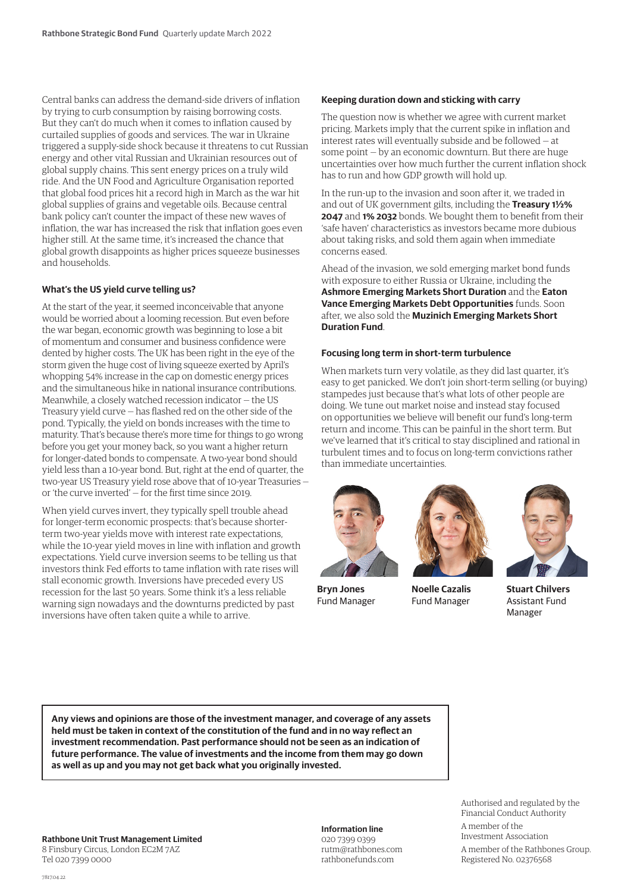Central banks can address the demand-side drivers of inflation by trying to curb consumption by raising borrowing costs. But they can't do much when it comes to inflation caused by curtailed supplies of goods and services. The war in Ukraine triggered a supply-side shock because it threatens to cut Russian energy and other vital Russian and Ukrainian resources out of global supply chains. This sent energy prices on a truly wild ride. And the UN Food and Agriculture Organisation reported that global food prices hit a record high in March as the war hit global supplies of grains and vegetable oils. Because central bank policy can't counter the impact of these new waves of inflation, the war has increased the risk that inflation goes even higher still. At the same time, it's increased the chance that global growth disappoints as higher prices squeeze businesses and households.

### What's the US yield curve telling us?

At the start of the year, it seemed inconceivable that anyone would be worried about a looming recession. But even before the war began, economic growth was beginning to lose a bit of momentum and consumer and business confidence were dented by higher costs. The UK has been right in the eye of the storm given the huge cost of living squeeze exerted by April's whopping 54% increase in the cap on domestic energy prices and the simultaneous hike in national insurance contributions. Meanwhile, a closely watched recession indicator – the US Treasury yield curve – has flashed red on the other side of the pond. Typically, the yield on bonds increases with the time to maturity. That's because there's more time for things to go wrong before you get your money back, so you want a higher return for longer-dated bonds to compensate. A two-year bond should yield less than a 10-year bond. But, right at the end of quarter, the two-year US Treasury yield rose above that of 10-year Treasuries – or 'the curve inverted' – for the first time since 2019.

When yield curves invert, they typically spell trouble ahead for longer-term economic prospects: that's because shorter-term two-year yields move with interest rate expectations, while the 10-year yield moves in line with inflation and growth expectations. Yield curve inversion seems to be telling us that investors think Fed efforts to tame inflation with rate rises will stall economic growth. Inversions have preceded every US recession for the last 50 years. Some think it's a less reliable warning sign nowadays and the downturns predicted by past inversions have often taken quite a while to arrive.

### Keeping duration down and sticking with carry

The question now is whether we agree with current market pricing. Markets imply that the current spike in inflation and interest rates will eventually subside and be followed – at some point – by an economic downturn. But there are huge uncertainties over how much further the current inflation shock has to run and how GDP growth will hold up.

In the run-up to the invasion and soon after it, we traded in and out of UK government gilts, including the **Treasury 1½% 2047** and **1% 2032** bonds. We bought them to benefit from their 'safe haven' characteristics as investors became more dubious about taking risks, and sold them again when immediate concerns eased.

Ahead of the invasion, we sold emerging market bond funds with exposure to either Russia or Ukraine, including the **Ashmore Emerging Markets Short Duration** and the **Eaton Vance Emerging Markets Debt Opportunities** funds. Soon after, we also sold the **Muzinich Emerging Markets Short Duration Fund**.

### Focusing long term in short-term turbulence

When markets turn very volatile, as they did last quarter, it's easy to get panicked. We don't join short-term selling (or buying) stampedes just because that's what lots of other people are doing. We tune out market noise and instead stay focused on opportunities we believe will benefit our fund's long-term return and income. This can be painful in the short term. But we've learned that it's critical to stay disciplined and rational in turbulent times and to focus on long-term convictions rather than immediate uncertainties.

**Bryn Jones**
Fund Manager

**Noelle Cazalis**
Fund Manager

**Stuart Chilvers**
Assistant Fund Manager

**Any views and opinions are those of the investment manager, and coverage of any assets held must be taken in context of the constitution of the fund and in no way reflect an investment recommendation. Past performance should not be seen as an indication of future performance. The value of investments and the income from them may go down as well as up and you may not get back what you originally invested.**

**Rathbone Unit Trust Management Limited**
8 Finsbury Circus, London EC2M 7AZ
Tel 020 7399 0000

**Information line**
020 7399 0399
rutm@rathbones.com
rathbonefunds.com

Authorised and regulated by the Financial Conduct Authority

A member of the Investment Association

A member of the Rathbones Group. Registered No. 02376568

781704.22